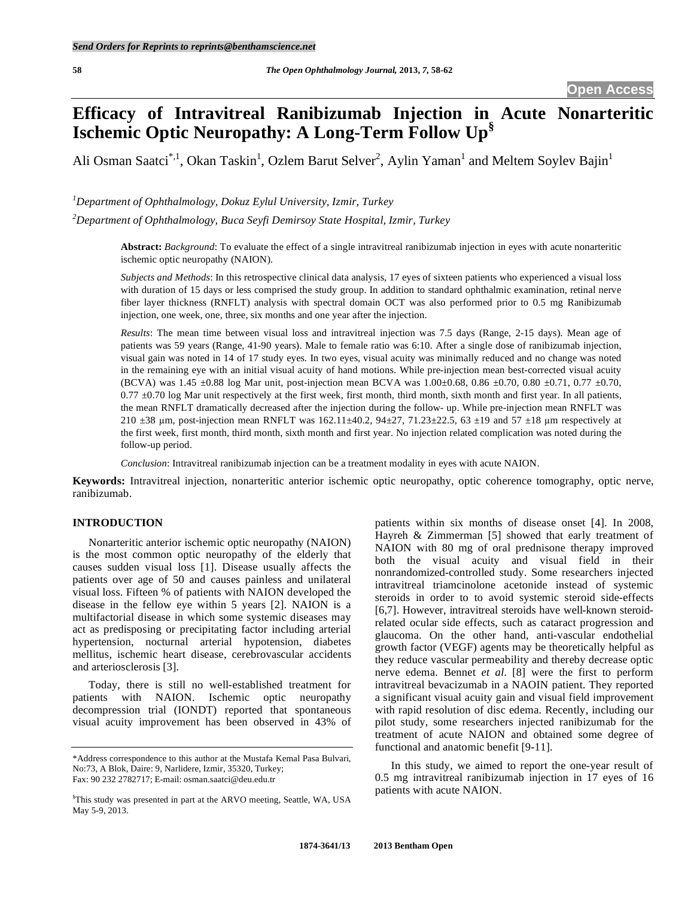# Efficacy of Intravitreal Ranibizumab Injection in Acute Nonarteritic Ischemic Optic Neuropathy: A Long-Term Follow Up[§]

Ali Osman Saatci[*,1], Okan Taskin[1], Ozlem Barut Selver[2], Aylin Yaman[1] and Meltem Soylev Bajin[1]

*[1]Department of Ophthalmology, Dokuz Eylul University, Izmir, Turkey*

*[2]Department of Ophthalmology, Buca Seyfi Demirsoy State Hospital, Izmir, Turkey*

**Abstract:** *Background*: To evaluate the effect of a single intravitreal ranibizumab injection in eyes with acute nonarteritic ischemic optic neuropathy (NAION).

*Subjects and Methods*: In this retrospective clinical data analysis, 17 eyes of sixteen patients who experienced a visual loss with duration of 15 days or less comprised the study group. In addition to standard ophthalmic examination, retinal nerve fiber layer thickness (RNFLT) analysis with spectral domain OCT was also performed prior to 0.5 mg Ranibizumab injection, one week, one, three, six months and one year after the injection.

*Results*: The mean time between visual loss and intravitreal injection was 7.5 days (Range, 2-15 days). Mean age of patients was 59 years (Range, 41-90 years). Male to female ratio was 6:10. After a single dose of ranibizumab injection, visual gain was noted in 14 of 17 study eyes. In two eyes, visual acuity was minimally reduced and no change was noted in the remaining eye with an initial visual acuity of hand motions. While pre-injection mean best-corrected visual acuity (BCVA) was 1.45 ±0.88 log Mar unit, post-injection mean BCVA was 1.00±0.68, 0.86 ±0.70, 0.80 ±0.71, 0.77 ±0.70, 0.77 ±0.70 log Mar unit respectively at the first week, first month, third month, sixth month and first year. In all patients, the mean RNFLT dramatically decreased after the injection during the follow- up. While pre-injection mean RNFLT was 210 ±38 µm, post-injection mean RNFLT was 162.11±40.2, 94±27, 71.23±22.5, 63 ±19 and 57 ±18 µm respectively at the first week, first month, third month, sixth month and first year. No injection related complication was noted during the follow-up period.

*Conclusion*: Intravitreal ranibizumab injection can be a treatment modality in eyes with acute NAION.

**Keywords:** Intravitreal injection, nonarteritic anterior ischemic optic neuropathy, optic coherence tomography, optic nerve, ranibizumab.

## INTRODUCTION

Nonarteritic anterior ischemic optic neuropathy (NAION) is the most common optic neuropathy of the elderly that causes sudden visual loss [1]. Disease usually affects the patients over age of 50 and causes painless and unilateral visual loss. Fifteen % of patients with NAION developed the disease in the fellow eye within 5 years [2]. NAION is a multifactorial disease in which some systemic diseases may act as predisposing or precipitating factor including arterial hypertension, nocturnal arterial hypotension, diabetes mellitus, ischemic heart disease, cerebrovascular accidents and arteriosclerosis [3].

Today, there is still no well-established treatment for patients with NAION. Ischemic optic neuropathy decompression trial (IONDT) reported that spontaneous visual acuity improvement has been observed in 43% of patients within six months of disease onset [4]. In 2008, Hayreh & Zimmerman [5] showed that early treatment of NAION with 80 mg of oral prednisone therapy improved both the visual acuity and visual field in their nonrandomized-controlled study. Some researchers injected intravitreal triamcinolone acetonide instead of systemic steroids in order to to avoid systemic steroid side-effects [6,7]. However, intravitreal steroids have well-known steroid-related ocular side effects, such as cataract progression and glaucoma. On the other hand, anti-vascular endothelial growth factor (VEGF) agents may be theoretically helpful as they reduce vascular permeability and thereby decrease optic nerve edema. Bennet *et al.* [8] were the first to perform intravitreal bevacizumab in a NAOIN patient. They reported a significant visual acuity gain and visual field improvement with rapid resolution of disc edema. Recently, including our pilot study, some researchers injected ranibizumab for the treatment of acute NAION and obtained some degree of functional and anatomic benefit [9-11].

In this study, we aimed to report the one-year result of 0.5 mg intravitreal ranibizumab injection in 17 eyes of 16 patients with acute NAION.

---

*Address correspondence to this author at the Mustafa Kemal Pasa Bulvari, No:73, A Blok, Daire: 9, Narlidere, Izmir, 35320, Turkey; Fax: 90 232 2782717; E-mail: osman.saatci@deu.edu.tr

[§]This study was presented in part at the ARVO meeting, Seattle, WA, USA May 5-9, 2013.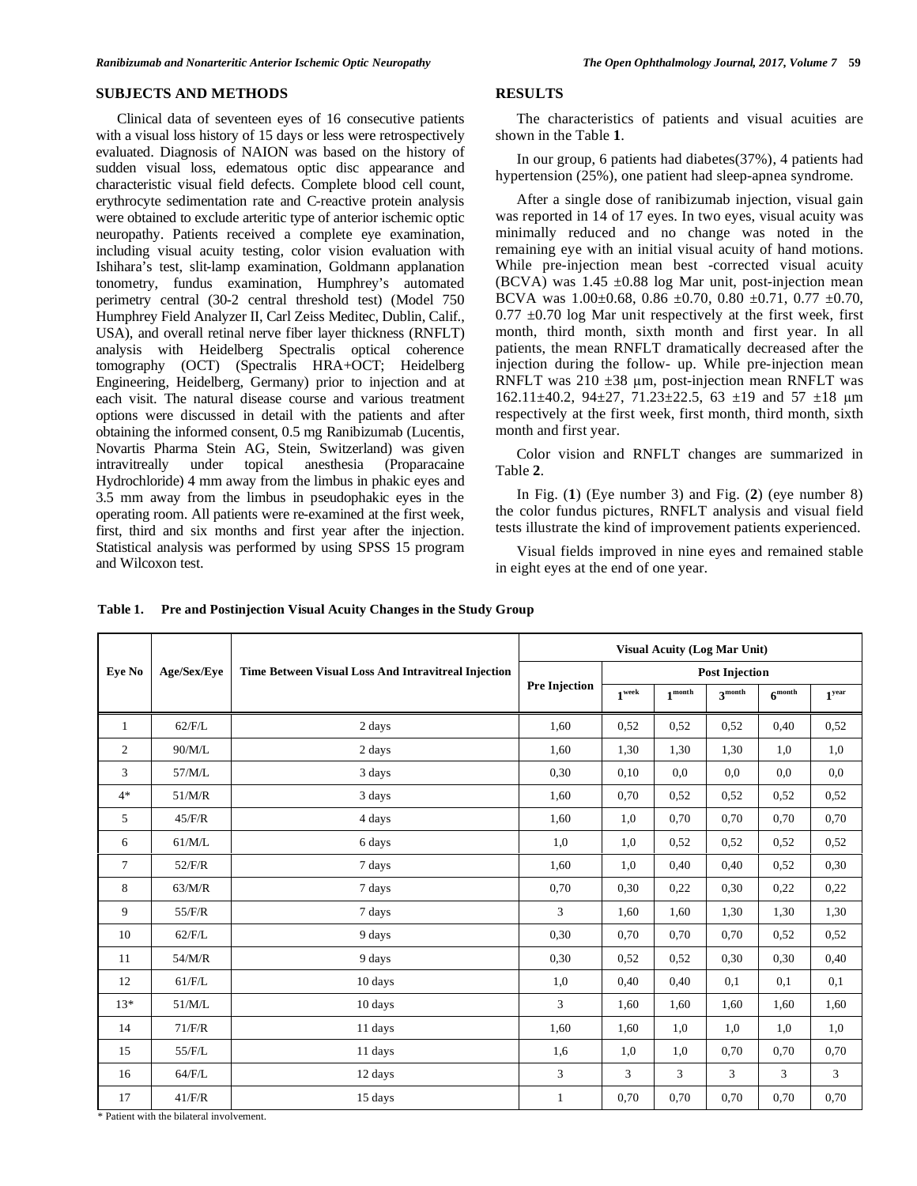## SUBJECTS AND METHODS

Clinical data of seventeen eyes of 16 consecutive patients with a visual loss history of 15 days or less were retrospectively evaluated. Diagnosis of NAION was based on the history of sudden visual loss, edematous optic disc appearance and characteristic visual field defects. Complete blood cell count, erythrocyte sedimentation rate and C-reactive protein analysis were obtained to exclude arteritic type of anterior ischemic optic neuropathy. Patients received a complete eye examination, including visual acuity testing, color vision evaluation with Ishihara's test, slit-lamp examination, Goldmann applanation tonometry, fundus examination, Humphrey's automated perimetry central (30-2 central threshold test) (Model 750 Humphrey Field Analyzer II, Carl Zeiss Meditec, Dublin, Calif., USA), and overall retinal nerve fiber layer thickness (RNFLT) analysis with Heidelberg Spectralis optical coherence tomography (OCT) (Spectralis HRA+OCT; Heidelberg Engineering, Heidelberg, Germany) prior to injection and at each visit. The natural disease course and various treatment options were discussed in detail with the patients and after obtaining the informed consent, 0.5 mg Ranibizumab (Lucentis, Novartis Pharma Stein AG, Stein, Switzerland) was given intravitreally under topical anesthesia (Proparacaine Hydrochloride) 4 mm away from the limbus in phakic eyes and 3.5 mm away from the limbus in pseudophakic eyes in the operating room. All patients were re-examined at the first week, first, third and six months and first year after the injection. Statistical analysis was performed by using SPSS 15 program and Wilcoxon test.

## RESULTS

The characteristics of patients and visual acuities are shown in the Table **1**.

In our group, 6 patients had diabetes(37%), 4 patients had hypertension (25%), one patient had sleep-apnea syndrome.

After a single dose of ranibizumab injection, visual gain was reported in 14 of 17 eyes. In two eyes, visual acuity was minimally reduced and no change was noted in the remaining eye with an initial visual acuity of hand motions. While pre-injection mean best -corrected visual acuity (BCVA) was 1.45 ±0.88 log Mar unit, post-injection mean BCVA was 1.00±0.68, 0.86 ±0.70, 0.80 ±0.71, 0.77 ±0.70, 0.77 ±0.70 log Mar unit respectively at the first week, first month, third month, sixth month and first year. In all patients, the mean RNFLT dramatically decreased after the injection during the follow- up. While pre-injection mean RNFLT was 210 ±38 μm, post-injection mean RNFLT was 162.11±40.2, 94±27, 71.23±22.5, 63 ±19 and 57 ±18 μm respectively at the first week, first month, third month, sixth month and first year.

Color vision and RNFLT changes are summarized in Table **2**.

In Fig. (**1**) (Eye number 3) and Fig. (**2**) (eye number 8) the color fundus pictures, RNFLT analysis and visual field tests illustrate the kind of improvement patients experienced.

Visual fields improved in nine eyes and remained stable in eight eyes at the end of one year.

**Table 1. Pre and Postinjection Visual Acuity Changes in the Study Group**

| Eye No | Age/Sex/Eye | Time Between Visual Loss And Intravitreal Injection | Visual Acuity (Log Mar Unit) | | | | | |
|---|---|---|---|---|---|---|---|---|
| | | | Pre Injection | Post Injection | | | | |
| | | | | 1 week | 1 month | 3 month | 6 month | 1 year |
| 1 | 62/F/L | 2 days | 1,60 | 0,52 | 0,52 | 0,52 | 0,40 | 0,52 |
| 2 | 90/M/L | 2 days | 1,60 | 1,30 | 1,30 | 1,30 | 1,0 | 1,0 |
| 3 | 57/M/L | 3 days | 0,30 | 0,10 | 0,0 | 0,0 | 0,0 | 0,0 |
| 4* | 51/M/R | 3 days | 1,60 | 0,70 | 0,52 | 0,52 | 0,52 | 0,52 |
| 5 | 45/F/R | 4 days | 1,60 | 1,0 | 0,70 | 0,70 | 0,70 | 0,70 |
| 6 | 61/M/L | 6 days | 1,0 | 1,0 | 0,52 | 0,52 | 0,52 | 0,52 |
| 7 | 52/F/R | 7 days | 1,60 | 1,0 | 0,40 | 0,40 | 0,52 | 0,30 |
| 8 | 63/M/R | 7 days | 0,70 | 0,30 | 0,22 | 0,30 | 0,22 | 0,22 |
| 9 | 55/F/R | 7 days | 3 | 1,60 | 1,60 | 1,30 | 1,30 | 1,30 |
| 10 | 62/F/L | 9 days | 0,30 | 0,70 | 0,70 | 0,70 | 0,52 | 0,52 |
| 11 | 54/M/R | 9 days | 0,30 | 0,52 | 0,52 | 0,30 | 0,30 | 0,40 |
| 12 | 61/F/L | 10 days | 1,0 | 0,40 | 0,40 | 0,1 | 0,1 | 0,1 |
| 13* | 51/M/L | 10 days | 3 | 1,60 | 1,60 | 1,60 | 1,60 | 1,60 |
| 14 | 71/F/R | 11 days | 1,60 | 1,60 | 1,0 | 1,0 | 1,0 | 1,0 |
| 15 | 55/F/L | 11 days | 1,6 | 1,0 | 1,0 | 0,70 | 0,70 | 0,70 |
| 16 | 64/F/L | 12 days | 3 | 3 | 3 | 3 | 3 | 3 |
| 17 | 41/F/R | 15 days | 1 | 0,70 | 0,70 | 0,70 | 0,70 | 0,70 |

\* Patient with the bilateral involvement.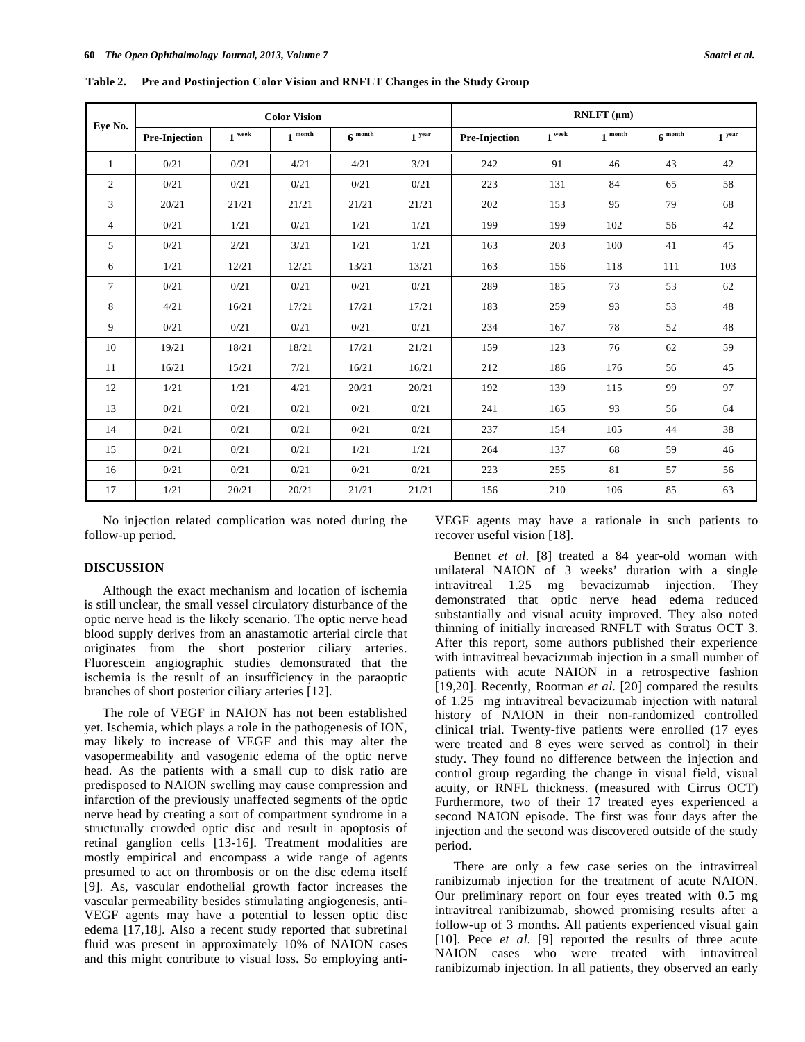**Table 2. Pre and Postinjection Color Vision and RNFLT Changes in the Study Group**

| Eye No. | Color Vision | | | | | RNFLT (μm) | | | | |
|---|---|---|---|---|---|---|---|---|---|---|
| | Pre-Injection | 1 week | 1 month | 6 month | 1 year | Pre-Injection | 1 week | 1 month | 6 month | 1 year |
| 1 | 0/21 | 0/21 | 4/21 | 4/21 | 3/21 | 242 | 91 | 46 | 43 | 42 |
| 2 | 0/21 | 0/21 | 0/21 | 0/21 | 0/21 | 223 | 131 | 84 | 65 | 58 |
| 3 | 20/21 | 21/21 | 21/21 | 21/21 | 21/21 | 202 | 153 | 95 | 79 | 68 |
| 4 | 0/21 | 1/21 | 0/21 | 1/21 | 1/21 | 199 | 199 | 102 | 56 | 42 |
| 5 | 0/21 | 2/21 | 3/21 | 1/21 | 1/21 | 163 | 203 | 100 | 41 | 45 |
| 6 | 1/21 | 12/21 | 12/21 | 13/21 | 13/21 | 163 | 156 | 118 | 111 | 103 |
| 7 | 0/21 | 0/21 | 0/21 | 0/21 | 0/21 | 289 | 185 | 73 | 53 | 62 |
| 8 | 4/21 | 16/21 | 17/21 | 17/21 | 17/21 | 183 | 259 | 93 | 53 | 48 |
| 9 | 0/21 | 0/21 | 0/21 | 0/21 | 0/21 | 234 | 167 | 78 | 52 | 48 |
| 10 | 19/21 | 18/21 | 18/21 | 17/21 | 21/21 | 159 | 123 | 76 | 62 | 59 |
| 11 | 16/21 | 15/21 | 7/21 | 16/21 | 16/21 | 212 | 186 | 176 | 56 | 45 |
| 12 | 1/21 | 1/21 | 4/21 | 20/21 | 20/21 | 192 | 139 | 115 | 99 | 97 |
| 13 | 0/21 | 0/21 | 0/21 | 0/21 | 0/21 | 241 | 165 | 93 | 56 | 64 |
| 14 | 0/21 | 0/21 | 0/21 | 0/21 | 0/21 | 237 | 154 | 105 | 44 | 38 |
| 15 | 0/21 | 0/21 | 0/21 | 1/21 | 1/21 | 264 | 137 | 68 | 59 | 46 |
| 16 | 0/21 | 0/21 | 0/21 | 0/21 | 0/21 | 223 | 255 | 81 | 57 | 56 |
| 17 | 1/21 | 20/21 | 20/21 | 21/21 | 21/21 | 156 | 210 | 106 | 85 | 63 |

No injection related complication was noted during the follow-up period.

## DISCUSSION

Although the exact mechanism and location of ischemia is still unclear, the small vessel circulatory disturbance of the optic nerve head is the likely scenario. The optic nerve head blood supply derives from an anastamotic arterial circle that originates from the short posterior ciliary arteries. Fluorescein angiographic studies demonstrated that the ischemia is the result of an insufficiency in the paraoptic branches of short posterior ciliary arteries [12].

The role of VEGF in NAION has not been established yet. Ischemia, which plays a role in the pathogenesis of ION, may likely to increase of VEGF and this may alter the vasopermeability and vasogenic edema of the optic nerve head. As the patients with a small cup to disk ratio are predisposed to NAION swelling may cause compression and infarction of the previously unaffected segments of the optic nerve head by creating a sort of compartment syndrome in a structurally crowded optic disc and result in apoptosis of retinal ganglion cells [13-16]. Treatment modalities are mostly empirical and encompass a wide range of agents presumed to act on thrombosis or on the disc edema itself [9]. As, vascular endothelial growth factor increases the vascular permeability besides stimulating angiogenesis, anti-VEGF agents may have a potential to lessen optic disc edema [17,18]. Also a recent study reported that subretinal fluid was present in approximately 10% of NAION cases and this might contribute to visual loss. So employing anti-VEGF agents may have a rationale in such patients to recover useful vision [18].

Bennet *et al*. [8] treated a 84 year-old woman with unilateral NAION of 3 weeks' duration with a single intravitreal 1.25 mg bevacizumab injection. They demonstrated that optic nerve head edema reduced substantially and visual acuity improved. They also noted thinning of initially increased RNFLT with Stratus OCT 3. After this report, some authors published their experience with intravitreal bevacizumab injection in a small number of patients with acute NAION in a retrospective fashion [19,20]. Recently, Rootman *et al*. [20] compared the results of 1.25 mg intravitreal bevacizumab injection with natural history of NAION in their non-randomized controlled clinical trial. Twenty-five patients were enrolled (17 eyes were treated and 8 eyes were served as control) in their study. They found no difference between the injection and control group regarding the change in visual field, visual acuity, or RNFL thickness. (measured with Cirrus OCT) Furthermore, two of their 17 treated eyes experienced a second NAION episode. The first was four days after the injection and the second was discovered outside of the study period.

There are only a few case series on the intravitreal ranibizumab injection for the treatment of acute NAION. Our preliminary report on four eyes treated with 0.5 mg intravitreal ranibizumab, showed promising results after a follow-up of 3 months. All patients experienced visual gain [10]. Pece *et al*. [9] reported the results of three acute NAION cases who were treated with intravitreal ranibizumab injection. In all patients, they observed an early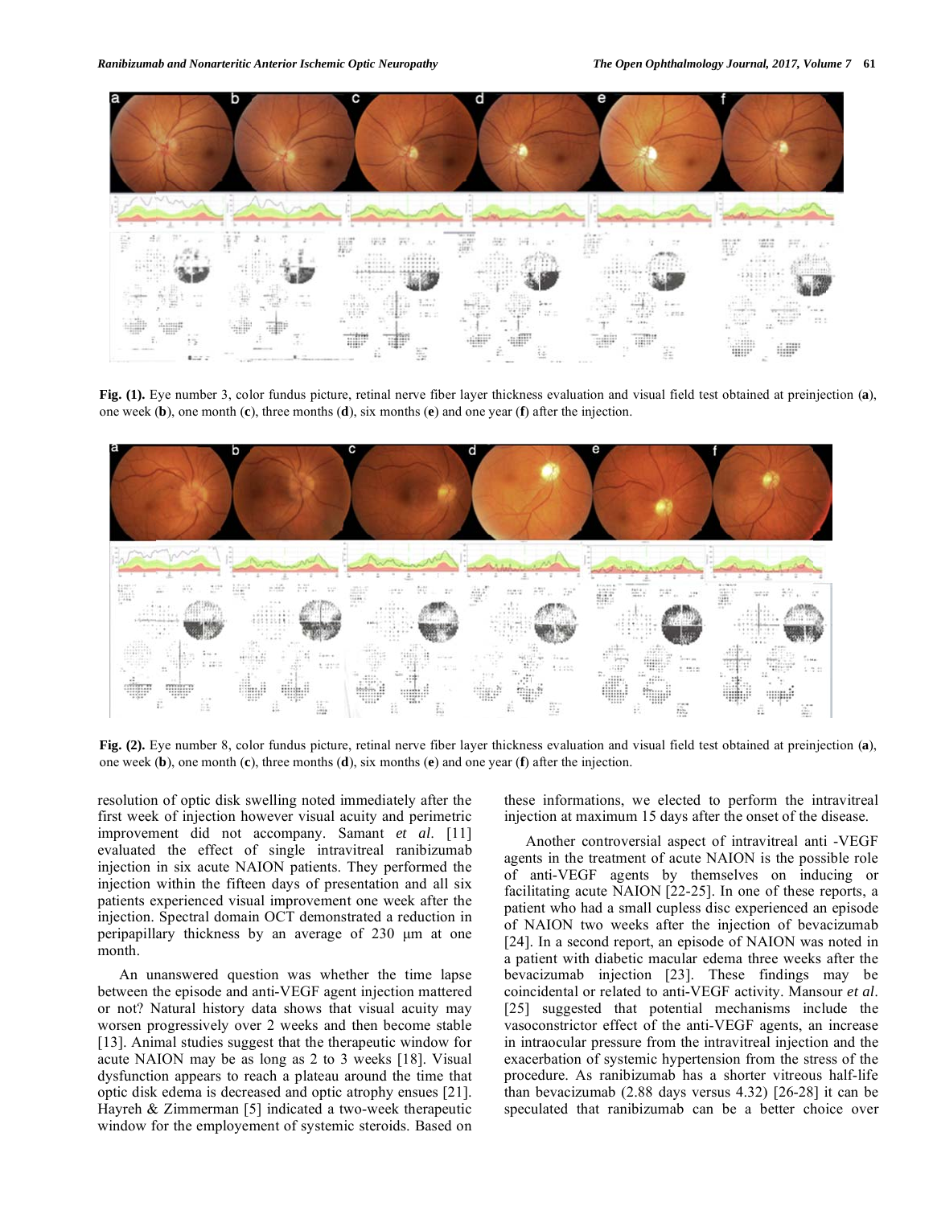**Fig. (1).** Eye number 3, color fundus picture, retinal nerve fiber layer thickness evaluation and visual field test obtained at preinjection (**a**), one week (**b**), one month (**c**), three months (**d**), six months (**e**) and one year (**f**) after the injection.

**Fig. (2).** Eye number 8, color fundus picture, retinal nerve fiber layer thickness evaluation and visual field test obtained at preinjection (**a**), one week (**b**), one month (**c**), three months (**d**), six months (**e**) and one year (**f**) after the injection.

resolution of optic disk swelling noted immediately after the first week of injection however visual acuity and perimetric improvement did not accompany. Samant *et al.* [11] evaluated the effect of single intravitreal ranibizumab injection in six acute NAION patients. They performed the injection within the fifteen days of presentation and all six patients experienced visual improvement one week after the injection. Spectral domain OCT demonstrated a reduction in peripapillary thickness by an average of 230 µm at one month.

An unanswered question was whether the time lapse between the episode and anti-VEGF agent injection mattered or not? Natural history data shows that visual acuity may worsen progressively over 2 weeks and then become stable [13]. Animal studies suggest that the therapeutic window for acute NAION may be as long as 2 to 3 weeks [18]. Visual dysfunction appears to reach a plateau around the time that optic disk edema is decreased and optic atrophy ensues [21]. Hayreh & Zimmerman [5] indicated a two-week therapeutic window for the employement of systemic steroids. Based on these informations, we elected to perform the intravitreal injection at maximum 15 days after the onset of the disease.

Another controversial aspect of intravitreal anti -VEGF agents in the treatment of acute NAION is the possible role of anti-VEGF agents by themselves on inducing or facilitating acute NAION [22-25]. In one of these reports, a patient who had a small cupless disc experienced an episode of NAION two weeks after the injection of bevacizumab [24]. In a second report, an episode of NAION was noted in a patient with diabetic macular edema three weeks after the bevacizumab injection [23]. These findings may be coincidental or related to anti-VEGF activity. Mansour *et al.* [25] suggested that potential mechanisms include the vasoconstrictor effect of the anti-VEGF agents, an increase in intraocular pressure from the intravitreal injection and the exacerbation of systemic hypertension from the stress of the procedure. As ranibizumab has a shorter vitreous half-life than bevacizumab (2.88 days versus 4.32) [26-28] it can be speculated that ranibizumab can be a better choice over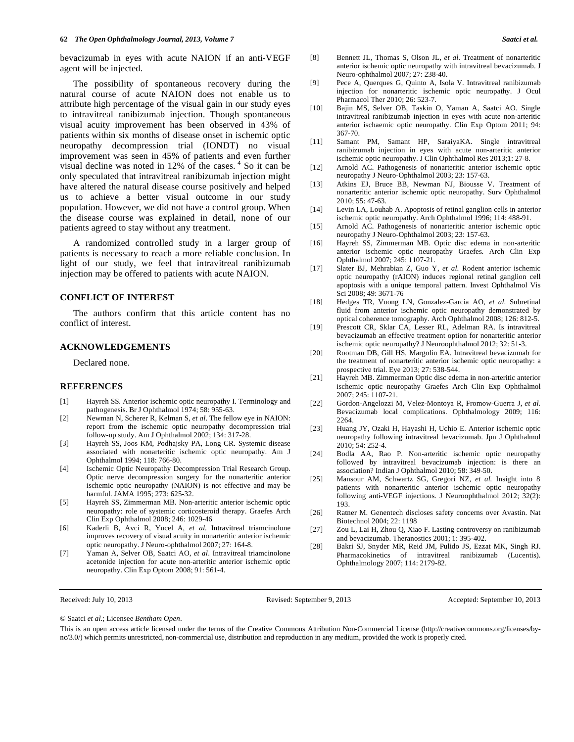bevacizumab in eyes with acute NAION if an anti-VEGF agent will be injected.

The possibility of spontaneous recovery during the natural course of acute NAION does not enable us to attribute high percentage of the visual gain in our study eyes to intravitreal ranibizumab injection. Though spontaneous visual acuity improvement has been observed in 43% of patients within six months of disease onset in ischemic optic neuropathy decompression trial (IONDT) no visual improvement was seen in 45% of patients and even further visual decline was noted in 12% of the cases. [4] So it can be only speculated that intravitreal ranibizumab injection might have altered the natural disease course positively and helped us to achieve a better visual outcome in our study population. However, we did not have a control group. When the disease course was explained in detail, none of our patients agreed to stay without any treatment.

A randomized controlled study in a larger group of patients is necessary to reach a more reliable conclusion. In light of our study, we feel that intravitreal ranibizumab injection may be offered to patients with acute NAION.

## CONFLICT OF INTEREST

The authors confirm that this article content has no conflict of interest.

## ACKNOWLEDGEMENTS

Declared none.

## REFERENCES

[1] Hayreh SS. Anterior ischemic optic neuropathy I. Terminology and pathogenesis. Br J Ophthalmol 1974; 58: 955-63.

[2] Newman N, Scherer R, Kelman S, *et al.* The fellow eye in NAION: report from the ischemic optic neuropathy decompression trial follow-up study. Am J Ophthalmol 2002; 134: 317-28.

[3] Hayreh SS, Joos KM, Podhajsky PA, Long CR. Systemic disease associated with nonarteritic ischemic optic neuropathy. Am J Ophthalmol 1994; 118: 766-80.

[4] Ischemic Optic Neuropathy Decompression Trial Research Group. Optic nerve decompression surgery for the nonarteritic anterior ischemic optic neuropathy (NAION) is not effective and may be harmful. JAMA 1995; 273: 625-32.

[5] Hayreh SS, Zimmerman MB. Non-arteritic anterior ischemic optic neuropathy: role of systemic corticosteroid therapy. Graefes Arch Clin Exp Ophthalmol 2008; 246: 1029-46

[6] Kaderli B, Avci R, Yucel A, *et al.* Intravitreal triamcinolone improves recovery of visual acuity in nonarteritic anterior ischemic optic neuropathy. J Neuro-ophthalmol 2007; 27: 164-8.

[7] Yaman A, Selver OB, Saatci AO, *et al*. Intravitreal triamcinolone acetonide injection for acute non-arteritic anterior ischemic optic neuropathy. Clin Exp Optom 2008; 91: 561-4.

[8] Bennett JL, Thomas S, Olson JL, *et al.* Treatment of nonarteritic anterior ischemic optic neuropathy with intravitreal bevacizumab. J Neuro-ophthalmol 2007; 27: 238-40.

[9] Pece A, Querques G, Quinto A, Isola V. Intravitreal ranibizumab injection for nonarteritic ischemic optic neuropathy. J Ocul Pharmacol Ther 2010; 26: 523-7.

[10] Bajin MS, Selver OB, Taskin O, Yaman A, Saatci AO. Single intravitreal ranibizumab injection in eyes with acute non-arteritic anterior ischaemic optic neuropathy. Clin Exp Optom 2011; 94: 367-70.

[11] Samant PM, Samant HP, SaraiyaKA. Single intravitreal ranibizumab injection in eyes with acute non-arteritic anterior ischemic optic neuropathy. J Clin Ophthalmol Res 2013;1: 27-8.

[12] Arnold AC. Pathogenesis of nonarteritic anterior ischemic optic neuropathy J Neuro-Ophthalmol 2003; 23: 157-63.

[13] Atkins EJ, Bruce BB, Newman NJ, Biousse V. Treatment of nonarteritic anterior ischemic optic neuropathy. Surv Ophthalmol 2010; 55: 47-63.

[14] Levin LA, Louhab A. Apoptosis of retinal ganglion cells in anterior ischemic optic neuropathy. Arch Ophthalmol 1996; 114: 488-91.

[15] Arnold AC. Pathogenesis of nonarteritic anterior ischemic optic neuropathy J Neuro-Ophthalmol 2003; 23: 157-63.

[16] Hayreh SS, Zimmerman MB. Optic disc edema in non-arteritic anterior ischemic optic neuropathy Graefes. Arch Clin Exp Ophthalmol 2007; 245: 1107-21.

[17] Slater BJ, Mehrabian Z, Guo Y, *et al.* Rodent anterior ischemic optic neuropathy (rAION) induces regional retinal ganglion cell apoptosis with a unique temporal pattern. Invest Ophthalmol Vis Sci 2008; 49: 3671-76

[18] Hedges TR, Vuong LN, Gonzalez-Garcia AO, *et al.* Subretinal fluid from anterior ischemic optic neuropathy demonstrated by optical coherence tomography. Arch Ophthalmol 2008; 126: 812-5.

[19] Prescott CR, Sklar CA, Lesser RL, Adelman RA. Is intravitreal bevacizumab an effective treatment option for nonarteritic anterior ischemic optic neuropathy? J Neuroophthalmol 2012; 32: 51-3.

[20] Rootman DB, Gill HS, Margolin EA. Intravitreal bevacizumab for the treatment of nonarteritic anterior ischemic optic neuropathy: a prospective trial. Eye 2013; 27: 538-544.

[21] Hayreh MB. Zimmerman Optic disc edema in non-arteritic anterior ischemic optic neuropathy Graefes Arch Clin Exp Ophthalmol 2007; 245: 1107-21.

[22] Gordon-Angelozzi M, Velez-Montoya R, Fromow-Guerra J, *et al.* Bevacizumab local complications. Ophthalmology 2009; 116: 2264.

[23] Huang JY, Ozaki H, Hayashi H, Uchio E. Anterior ischemic optic neuropathy following intravitreal bevacizumab. Jpn J Ophthalmol 2010; 54: 252-4.

[24] Bodla AA, Rao P. Non-arteritic ischemic optic neuropathy followed by intravitreal bevacizumab injection: is there an association? Indian J Ophthalmol 2010; 58: 349-50.

[25] Mansour AM, Schwartz SG, Gregori NZ, *et al.* Insight into 8 patients with nonarteritic anterior ischemic optic neuropathy following anti-VEGF injections. J Neuroophthalmol 2012; 32(2): 193.

[26] Ratner M. Genentech discloses safety concerns over Avastin. Nat Biotechnol 2004; 22: 1198

[27] Zou L, Lai H, Zhou Q, Xiao F. Lasting controversy on ranibizumab and bevacizumab. Theranostics 2001; 1: 395-402.

[28] Bakri SJ, Snyder MR, Reid JM, Pulido JS, Ezzat MK, Singh RJ. Pharmacokinetics of intravitreal ranibizumab (Lucentis). Ophthalmology 2007; 114: 2179-82.

Received: July 10, 2013 Revised: September 9, 2013 Accepted: September 10, 2013

© Saatci *et al*.; Licensee *Bentham Open*.

This is an open access article licensed under the terms of the Creative Commons Attribution Non-Commercial License (http://creativecommons.org/licenses/by-nc/3.0/) which permits unrestricted, non-commercial use, distribution and reproduction in any medium, provided the work is properly cited.